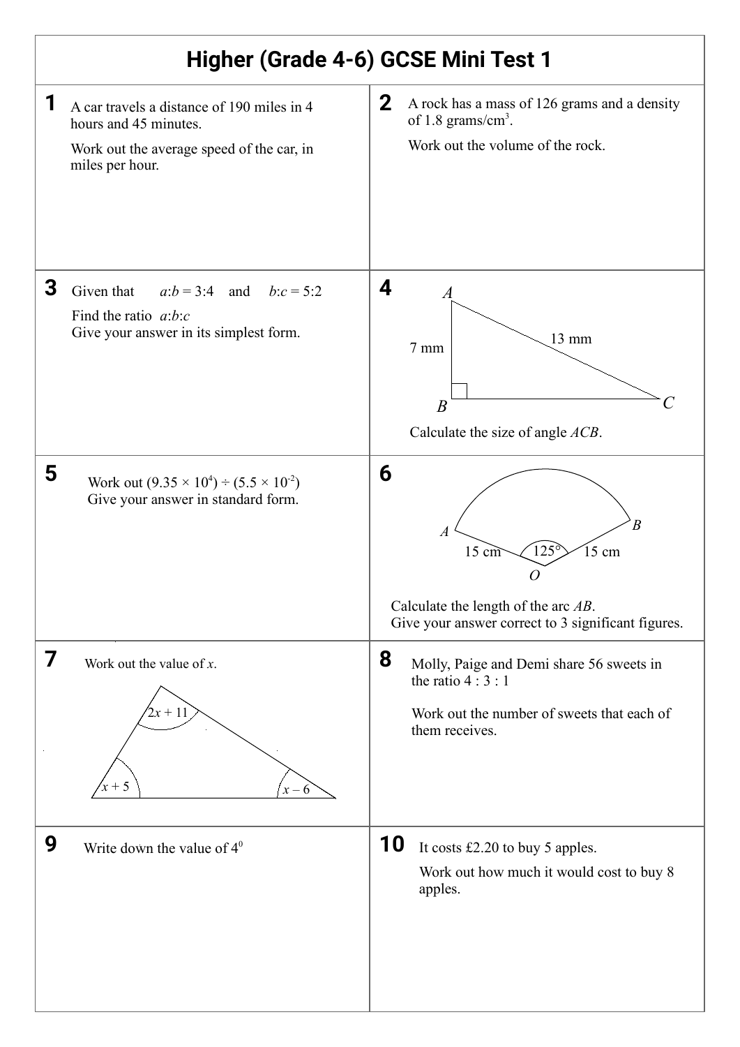# Higher (Grade 4-6) GCSE Mini Test 1

**1** A car travels a distance of 190 miles in 4 hours and 45 minutes.

Work out the average speed of the car, in miles per hour.

**2** A rock has a mass of 126 grams and a density of 1.8 grams/cm$^3$.

Work out the volume of the rock.

**3** Given that $a:b = 3:4$ and $b:c = 5:2$

Find the ratio $a:b:c$

Give your answer in its simplest form.

**4**

$A$

7 mm

13 mm

$B$

$C$

Calculate the size of angle $ACB$.

**5** Work out $(9.35 \times 10^4) \div (5.5 \times 10^{-2})$

Give your answer in standard form.

**6**

$A$

$B$

15 cm

125°

15 cm

$O$

Calculate the length of the arc $AB$.

Give your answer correct to 3 significant figures.

**7** Work out the value of $x$.

$2x + 11$

$x + 5$

$x - 6$

**8** Molly, Paige and Demi share 56 sweets in the ratio 4 : 3 : 1

Work out the number of sweets that each of them receives.

**9** Write down the value of $4^0$

**10** It costs £2.20 to buy 5 apples.

Work out how much it would cost to buy 8 apples.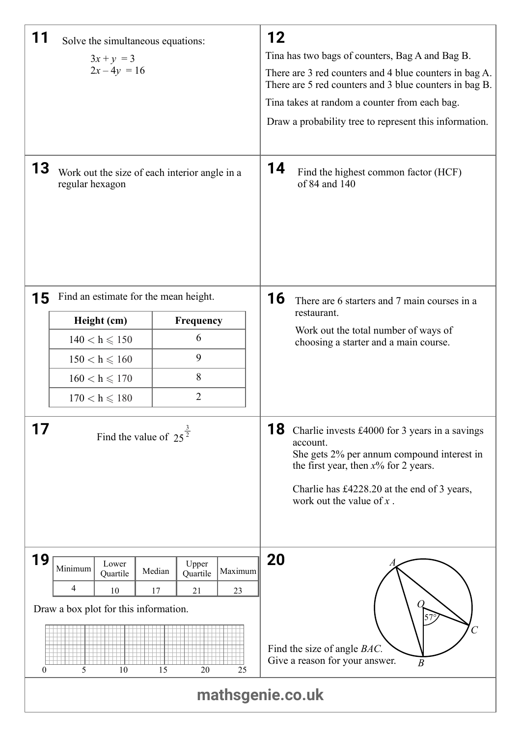## 11

Solve the simultaneous equations:

$$3x + y = 3$$
$$2x - 4y = 16$$

## 12

Tina has two bags of counters, Bag A and Bag B.

There are 3 red counters and 4 blue counters in bag A.
There are 5 red counters and 3 blue counters in bag B.

Tina takes at random a counter from each bag.

Draw a probability tree to represent this information.

## 13

Work out the size of each interior angle in a regular hexagon

## 14

Find the highest common factor (HCF) of 84 and 140

## 15

Find an estimate for the mean height.

| Height (cm) | Frequency |
|---|---|
| $140 < h \leqslant 150$ | 6 |
| $150 < h \leqslant 160$ | 9 |
| $160 < h \leqslant 170$ | 8 |
| $170 < h \leqslant 180$ | 2 |

## 16

There are 6 starters and 7 main courses in a restaurant.

Work out the total number of ways of choosing a starter and a main course.

## 17

Find the value of $25^{\frac{3}{2}}$

## 18

Charlie invests £4000 for 3 years in a savings account.
She gets 2% per annum compound interest in the first year, then $x$% for 2 years.

Charlie has £4228.20 at the end of 3 years, work out the value of $x$ .

## 19

| Minimum | Lower Quartile | Median | Upper Quartile | Maximum |
|---|---|---|---|---|
| 4 | 10 | 17 | 21 | 23 |

Draw a box plot for this information.

0 5 10 15 20 25

## 20

A
O
57°
C
B

Find the size of angle *BAC*.
Give a reason for your answer.